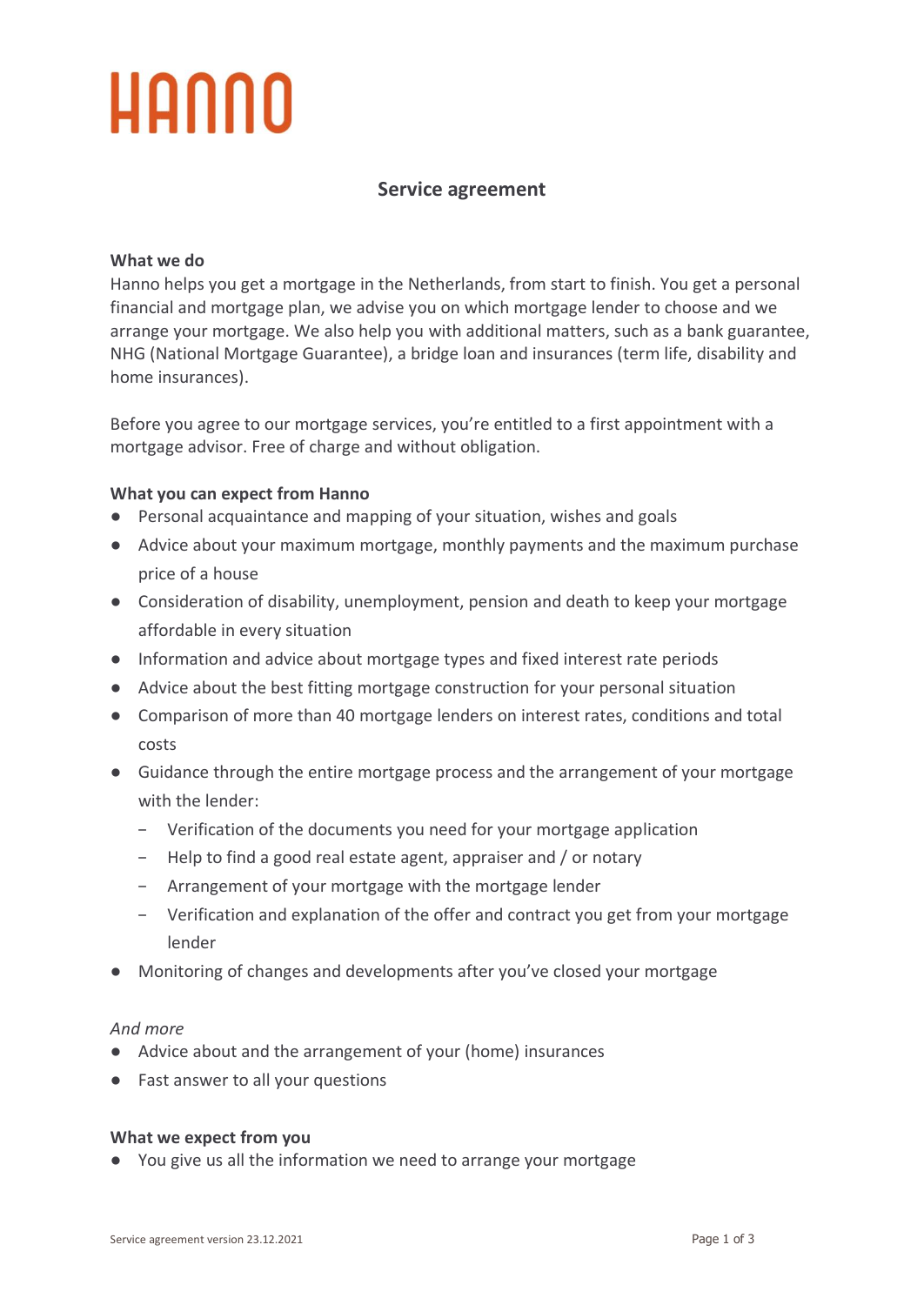# HANNO

## Service agreement

**What we do**

Hanno helps you get a mortgage in the Netherlands, from start to finish. You get a personal financial and mortgage plan, we advise you on which mortgage lender to choose and we arrange your mortgage. We also help you with additional matters, such as a bank guarantee, NHG (National Mortgage Guarantee), a bridge loan and insurances (term life, disability and home insurances).

Before you agree to our mortgage services, you're entitled to a first appointment with a mortgage advisor. Free of charge and without obligation.

**What you can expect from Hanno**

- Personal acquaintance and mapping of your situation, wishes and goals
- Advice about your maximum mortgage, monthly payments and the maximum purchase price of a house
- Consideration of disability, unemployment, pension and death to keep your mortgage affordable in every situation
- Information and advice about mortgage types and fixed interest rate periods
- Advice about the best fitting mortgage construction for your personal situation
- Comparison of more than 40 mortgage lenders on interest rates, conditions and total costs
- Guidance through the entire mortgage process and the arrangement of your mortgage with the lender:
  - Verification of the documents you need for your mortgage application
  - Help to find a good real estate agent, appraiser and / or notary
  - Arrangement of your mortgage with the mortgage lender
  - Verification and explanation of the offer and contract you get from your mortgage lender
- Monitoring of changes and developments after you've closed your mortgage

*And more*

- Advice about and the arrangement of your (home) insurances
- Fast answer to all your questions

**What we expect from you**

- You give us all the information we need to arrange your mortgage

Service agreement version 23.12.2021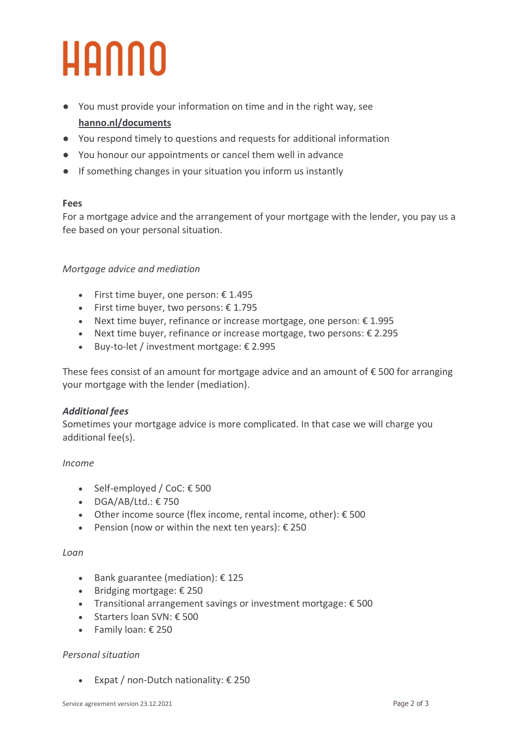- You must provide your information on time and in the right way, see **hanno.nl/documents**
- You respond timely to questions and requests for additional information
- You honour our appointments or cancel them well in advance
- If something changes in your situation you inform us instantly

**Fees**

For a mortgage advice and the arrangement of your mortgage with the lender, you pay us a fee based on your personal situation.

*Mortgage advice and mediation*

- First time buyer, one person: € 1.495
- First time buyer, two persons: € 1.795
- Next time buyer, refinance or increase mortgage, one person: € 1.995
- Next time buyer, refinance or increase mortgage, two persons: € 2.295
- Buy-to-let / investment mortgage: € 2.995

These fees consist of an amount for mortgage advice and an amount of € 500 for arranging your mortgage with the lender (mediation).

***Additional fees***

Sometimes your mortgage advice is more complicated. In that case we will charge you additional fee(s).

*Income*

- Self-employed / CoC: € 500
- DGA/AB/Ltd.: € 750
- Other income source (flex income, rental income, other): € 500
- Pension (now or within the next ten years): € 250

*Loan*

- Bank guarantee (mediation): € 125
- Bridging mortgage: € 250
- Transitional arrangement savings or investment mortgage: € 500
- Starters loan SVN: € 500
- Family loan: € 250

*Personal situation*

- Expat / non-Dutch nationality: € 250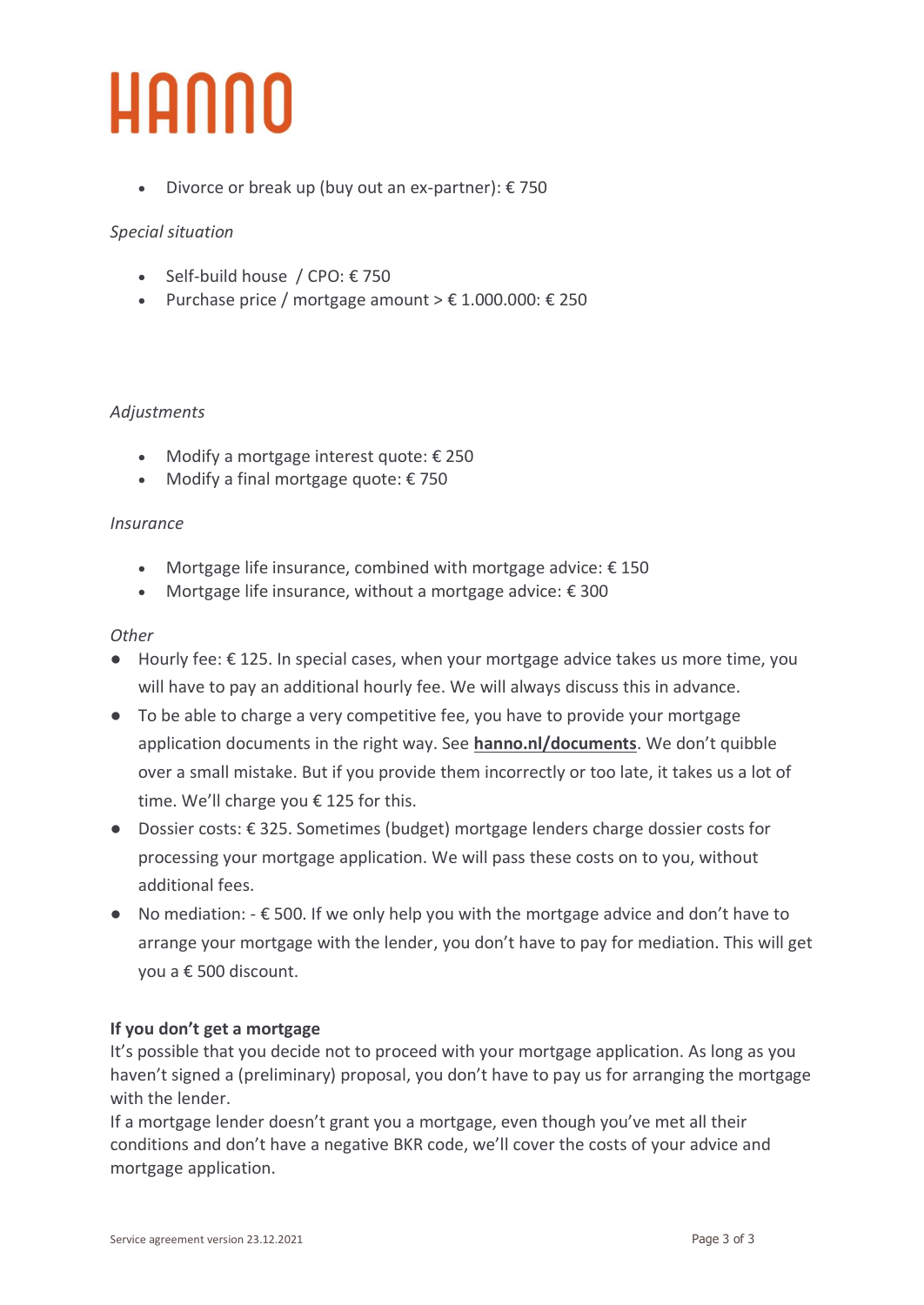- Divorce or break up (buy out an ex-partner): € 750

*Special situation*

- Self-build house / CPO: € 750
- Purchase price / mortgage amount > € 1.000.000: € 250

*Adjustments*

- Modify a mortgage interest quote: € 250
- Modify a final mortgage quote: € 750

*Insurance*

- Mortgage life insurance, combined with mortgage advice: € 150
- Mortgage life insurance, without a mortgage advice: € 300

*Other*

- Hourly fee: € 125. In special cases, when your mortgage advice takes us more time, you will have to pay an additional hourly fee. We will always discuss this in advance.
- To be able to charge a very competitive fee, you have to provide your mortgage application documents in the right way. See **hanno.nl/documents**. We don't quibble over a small mistake. But if you provide them incorrectly or too late, it takes us a lot of time. We'll charge you € 125 for this.
- Dossier costs: € 325. Sometimes (budget) mortgage lenders charge dossier costs for processing your mortgage application. We will pass these costs on to you, without additional fees.
- No mediation: - € 500. If we only help you with the mortgage advice and don't have to arrange your mortgage with the lender, you don't have to pay for mediation. This will get you a € 500 discount.

**If you don't get a mortgage**

It's possible that you decide not to proceed with your mortgage application. As long as you haven't signed a (preliminary) proposal, you don't have to pay us for arranging the mortgage with the lender.

If a mortgage lender doesn't grant you a mortgage, even though you've met all their conditions and don't have a negative BKR code, we'll cover the costs of your advice and mortgage application.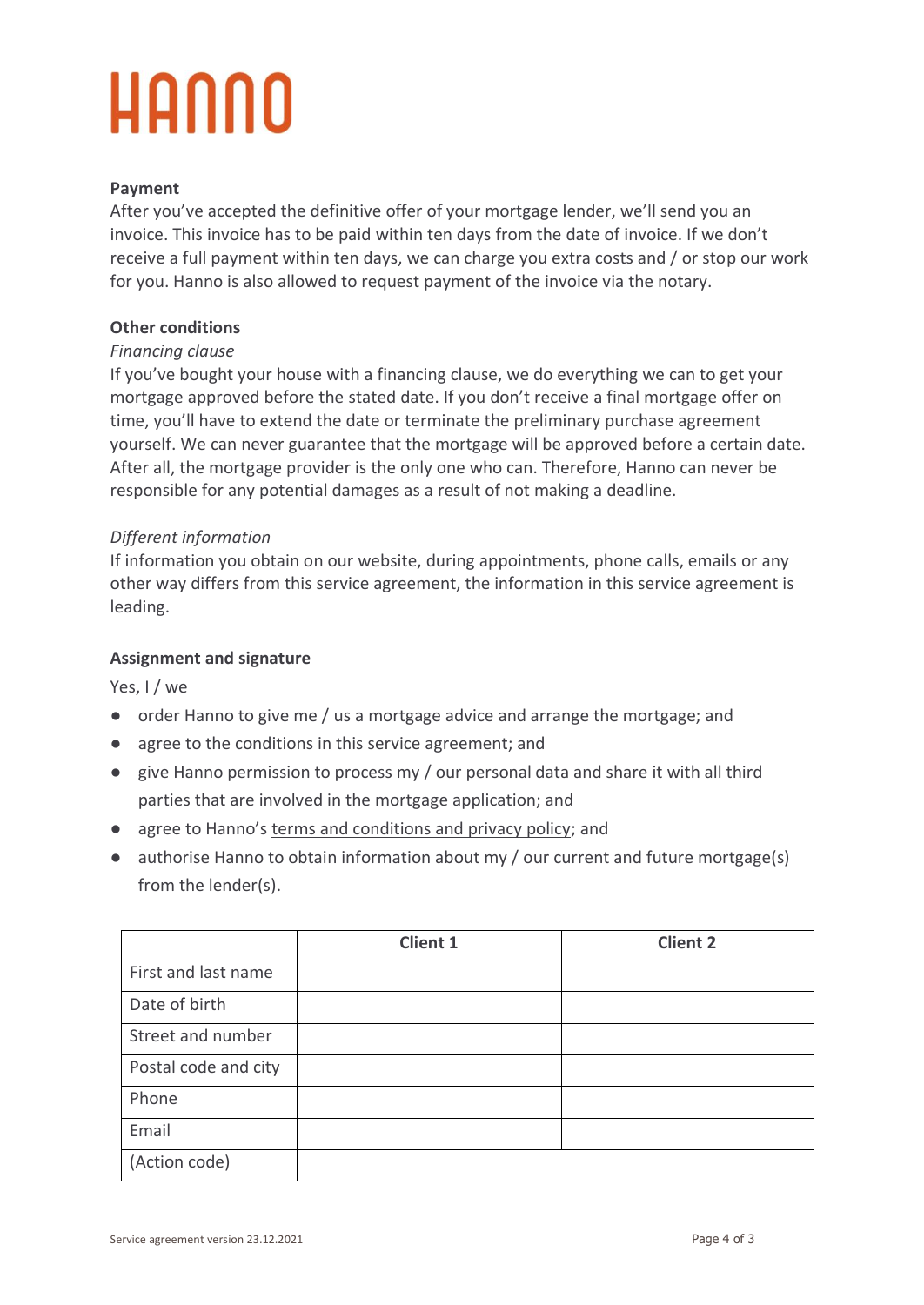HANNO

**Payment**

After you've accepted the definitive offer of your mortgage lender, we'll send you an invoice. This invoice has to be paid within ten days from the date of invoice. If we don't receive a full payment within ten days, we can charge you extra costs and / or stop our work for you. Hanno is also allowed to request payment of the invoice via the notary.

**Other conditions**

*Financing clause*

If you've bought your house with a financing clause, we do everything we can to get your mortgage approved before the stated date. If you don't receive a final mortgage offer on time, you'll have to extend the date or terminate the preliminary purchase agreement yourself. We can never guarantee that the mortgage will be approved before a certain date. After all, the mortgage provider is the only one who can. Therefore, Hanno can never be responsible for any potential damages as a result of not making a deadline.

*Different information*

If information you obtain on our website, during appointments, phone calls, emails or any other way differs from this service agreement, the information in this service agreement is leading.

**Assignment and signature**

Yes, I / we

- order Hanno to give me / us a mortgage advice and arrange the mortgage; and
- agree to the conditions in this service agreement; and
- give Hanno permission to process my / our personal data and share it with all third parties that are involved in the mortgage application; and
- agree to Hanno's terms and conditions and privacy policy; and
- authorise Hanno to obtain information about my / our current and future mortgage(s) from the lender(s).

| | Client 1 | Client 2 |
|---|---|---|
| First and last name | | |
| Date of birth | | |
| Street and number | | |
| Postal code and city | | |
| Phone | | |
| Email | | |
| (Action code) | | |

Service agreement version 23.12.2021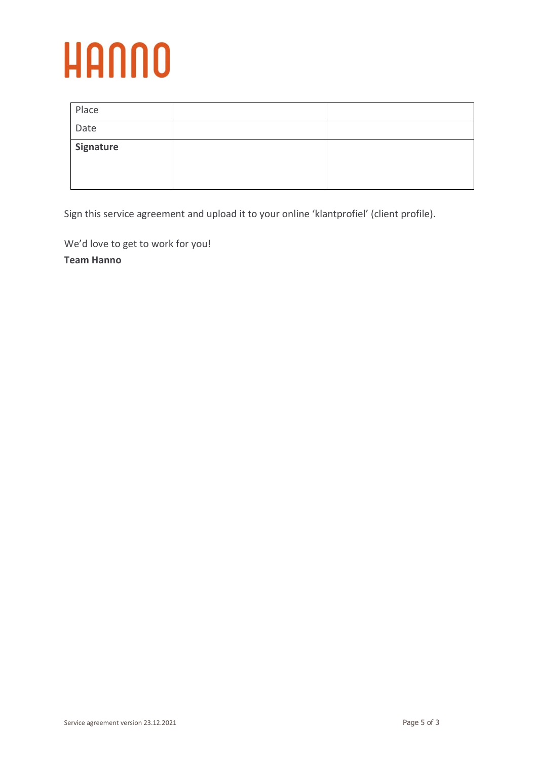HANNO

| | | |
|---|---|---|
| Place | | |
| Date | | |
| **Signature** | | |

Sign this service agreement and upload it to your online 'klantprofiel' (client profile).

We'd love to get to work for you!
**Team Hanno**